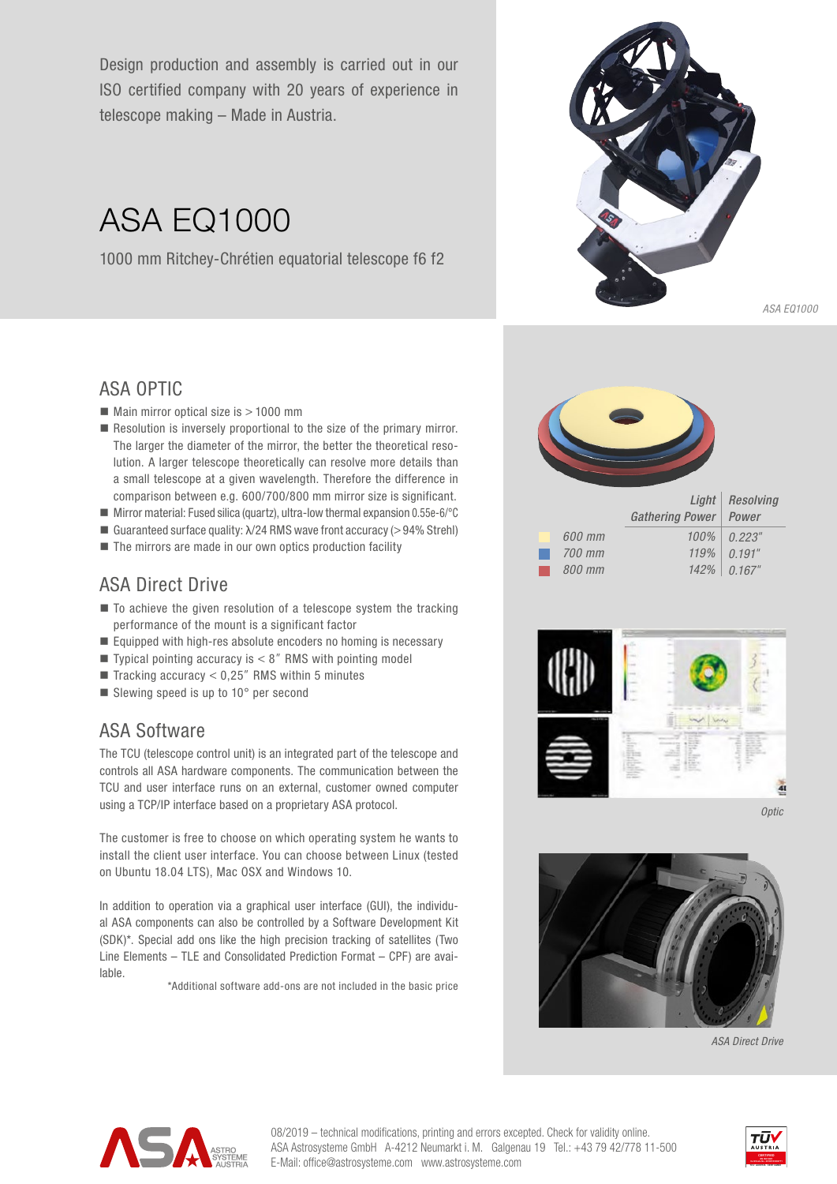Design production and assembly is carried out in our ISO certified company with 20 years of experience in telescope making – Made in Austria.

# ASA EQ1000

1000 mm Ritchey-Chrétien equatorial telescope f6 f2

*ASA EQ1000*

## ASA OPTIC

- Main mirror optical size is > 1000 mm
- Resolution is inversely proportional to the size of the primary mirror. The larger the diameter of the mirror, the better the theoretical resolution. A larger telescope theoretically can resolve more details than a small telescope at a given wavelength. Therefore the difference in comparison between e.g. 600/700/800 mm mirror size is significant.
- Mirror material: Fused silica (quartz), ultra-low thermal expansion 0.55e-6/°C
- Guaranteed surface quality: λ/24 RMS wave front accuracy (> 94% Strehl)
- The mirrors are made in our own optics production facility

| | Light Gathering Power | Resolving Power |
|---|---|---|
| 600 mm | 100% | 0.223" |
| 700 mm | 119% | 0.191" |
| 800 mm | 142% | 0.167" |

*Optic*

## ASA Direct Drive

- To achieve the given resolution of a telescope system the tracking performance of the mount is a significant factor
- Equipped with high-res absolute encoders no homing is necessary
- Typical pointing accuracy is < 8″ RMS with pointing model
- Tracking accuracy < 0,25″ RMS within 5 minutes
- Slewing speed is up to 10° per second

*ASA Direct Drive*

## ASA Software

The TCU (telescope control unit) is an integrated part of the telescope and controls all ASA hardware components. The communication between the TCU and user interface runs on an external, customer owned computer using a TCP/IP interface based on a proprietary ASA protocol.

The customer is free to choose on which operating system he wants to install the client user interface. You can choose between Linux (tested on Ubuntu 18.04 LTS), Mac OSX and Windows 10.

In addition to operation via a graphical user interface (GUI), the individual ASA components can also be controlled by a Software Development Kit (SDK)*. Special add ons like the high precision tracking of satellites (Two Line Elements – TLE and Consolidated Prediction Format – CPF) are available.

*Additional software add-ons are not included in the basic price

08/2019 – technical modifications, printing and errors excepted. Check for validity online.
ASA Astrosysteme GmbH A-4212 Neumarkt i. M. Galgenau 19 Tel.: +43 79 42/778 11-500
E-Mail: office@astrosysteme.com www.astrosysteme.com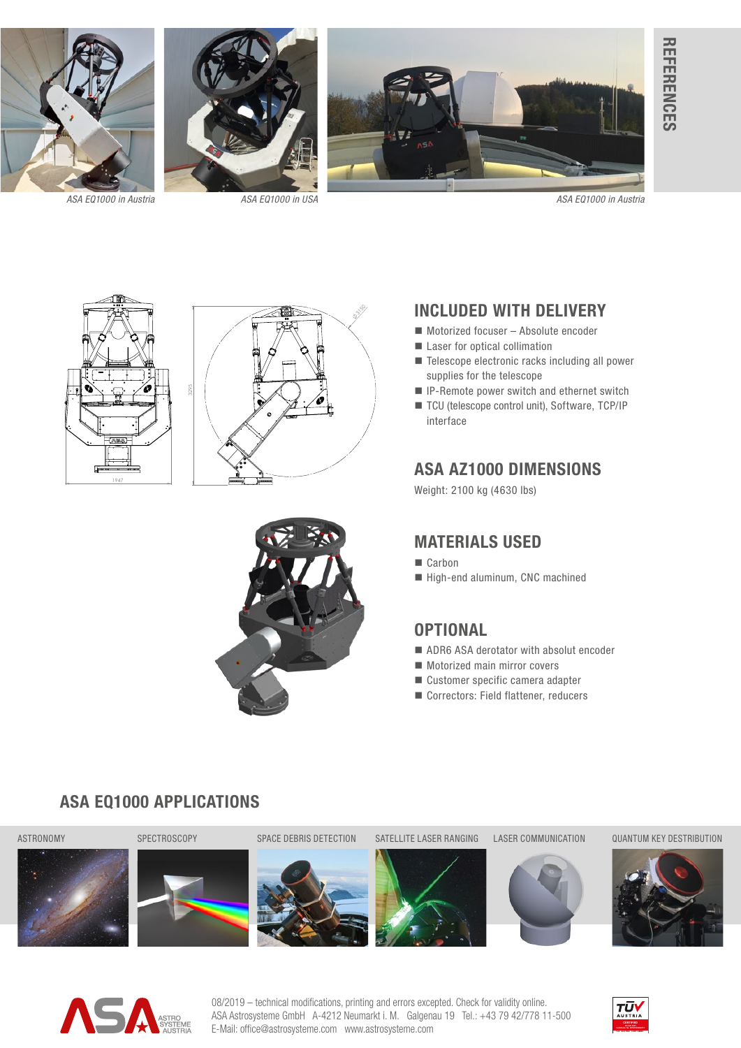REFERENCES

*ASA EQ1000 in Austria*

*ASA EQ1000 in USA*

*ASA EQ1000 in Austria*

## INCLUDED WITH DELIVERY

- Motorized focuser – Absolute encoder
- Laser for optical collimation
- Telescope electronic racks including all power supplies for the telescope
- IP-Remote power switch and ethernet switch
- TCU (telescope control unit), Software, TCP/IP interface

## ASA AZ1000 DIMENSIONS

Weight: 2100 kg (4630 lbs)

## MATERIALS USED

- Carbon
- High-end aluminum, CNC machined

## OPTIONAL

- ADR6 ASA derotator with absolut encoder
- Motorized main mirror covers
- Customer specific camera adapter
- Correctors: Field flattener, reducers

## ASA EQ1000 APPLICATIONS

ASTRONOMY

SPECTROSCOPY

SPACE DEBRIS DETECTION

SATELLITE LASER RANGING

LASER COMMUNICATION

QUANTUM KEY DESTRIBUTION

08/2019 – technical modifications, printing and errors excepted. Check for validity online.
ASA Astrosysteme GmbH A-4212 Neumarkt i. M. Galgenau 19 Tel.: +43 79 42/778 11-500
E-Mail: office@astrosysteme.com www.astrosysteme.com